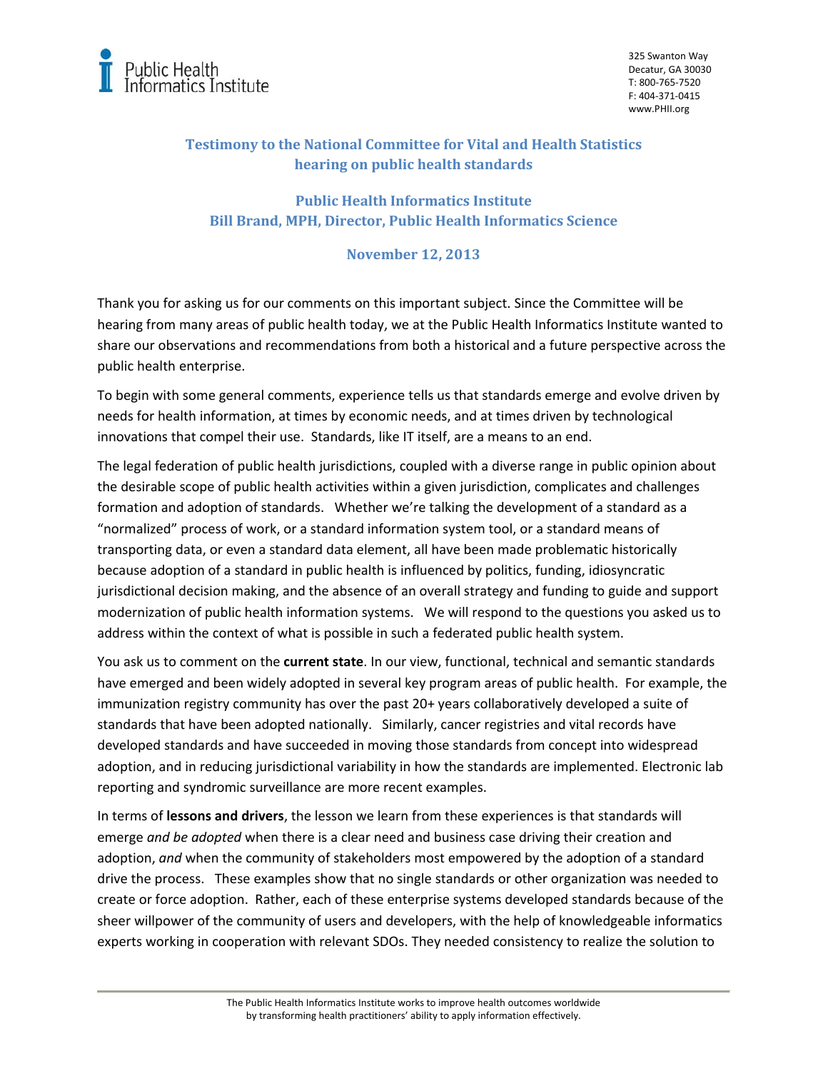Public Health Informatics Institute

325 Swanton Way
Decatur, GA 30030
T: 800-765-7520
F: 404-371-0415
www.PHII.org

# Testimony to the National Committee for Vital and Health Statistics hearing on public health standards

## Public Health Informatics Institute
## Bill Brand, MPH, Director, Public Health Informatics Science

### November 12, 2013

Thank you for asking us for our comments on this important subject. Since the Committee will be hearing from many areas of public health today, we at the Public Health Informatics Institute wanted to share our observations and recommendations from both a historical and a future perspective across the public health enterprise.

To begin with some general comments, experience tells us that standards emerge and evolve driven by needs for health information, at times by economic needs, and at times driven by technological innovations that compel their use. Standards, like IT itself, are a means to an end.

The legal federation of public health jurisdictions, coupled with a diverse range in public opinion about the desirable scope of public health activities within a given jurisdiction, complicates and challenges formation and adoption of standards. Whether we're talking the development of a standard as a "normalized" process of work, or a standard information system tool, or a standard means of transporting data, or even a standard data element, all have been made problematic historically because adoption of a standard in public health is influenced by politics, funding, idiosyncratic jurisdictional decision making, and the absence of an overall strategy and funding to guide and support modernization of public health information systems. We will respond to the questions you asked us to address within the context of what is possible in such a federated public health system.

You ask us to comment on the **current state**. In our view, functional, technical and semantic standards have emerged and been widely adopted in several key program areas of public health. For example, the immunization registry community has over the past 20+ years collaboratively developed a suite of standards that have been adopted nationally. Similarly, cancer registries and vital records have developed standards and have succeeded in moving those standards from concept into widespread adoption, and in reducing jurisdictional variability in how the standards are implemented. Electronic lab reporting and syndromic surveillance are more recent examples.

In terms of **lessons and drivers**, the lesson we learn from these experiences is that standards will emerge *and be adopted* when there is a clear need and business case driving their creation and adoption, *and* when the community of stakeholders most empowered by the adoption of a standard drive the process. These examples show that no single standards or other organization was needed to create or force adoption. Rather, each of these enterprise systems developed standards because of the sheer willpower of the community of users and developers, with the help of knowledgeable informatics experts working in cooperation with relevant SDOs. They needed consistency to realize the solution to

The Public Health Informatics Institute works to improve health outcomes worldwide by transforming health practitioners' ability to apply information effectively.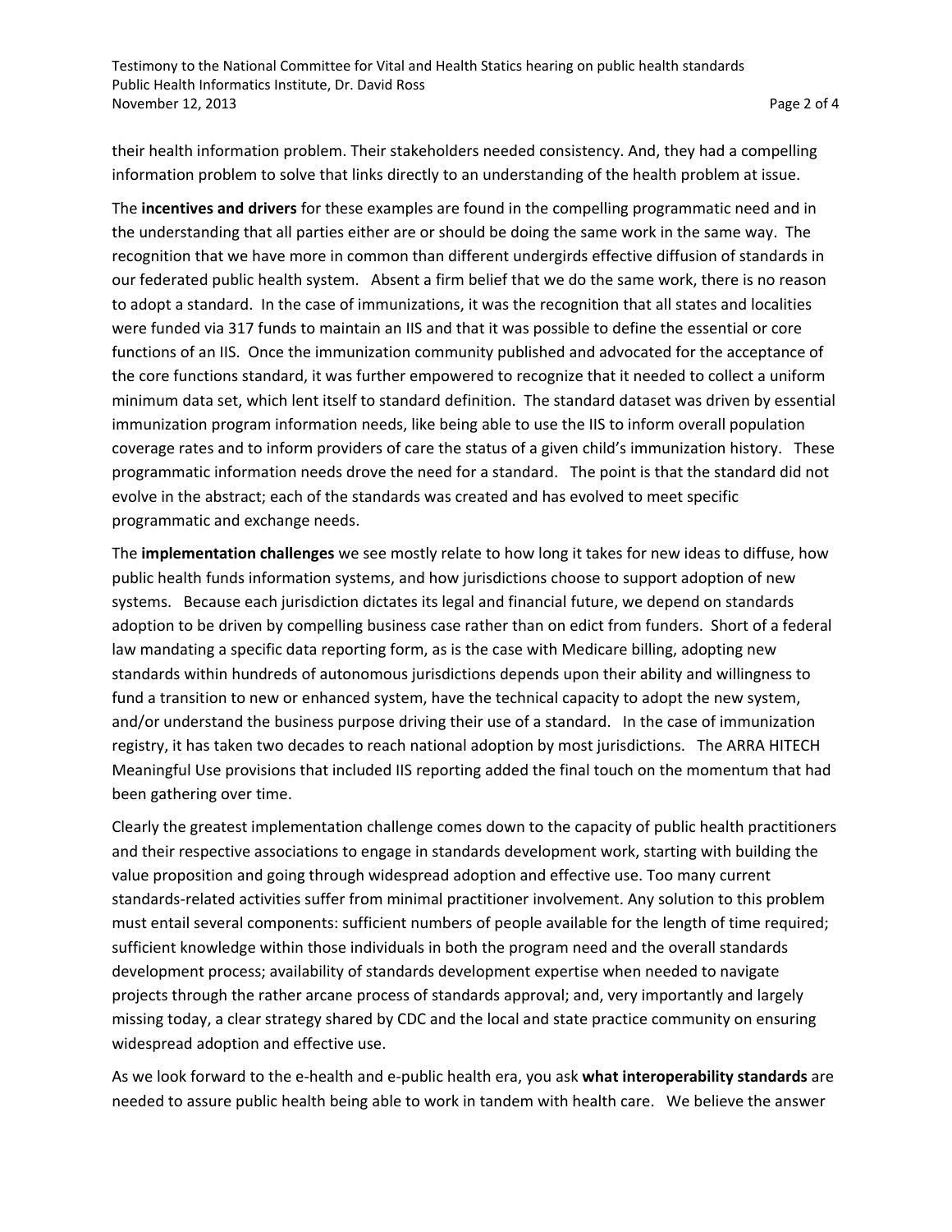their health information problem. Their stakeholders needed consistency. And, they had a compelling information problem to solve that links directly to an understanding of the health problem at issue.

The **incentives and drivers** for these examples are found in the compelling programmatic need and in the understanding that all parties either are or should be doing the same work in the same way. The recognition that we have more in common than different undergirds effective diffusion of standards in our federated public health system. Absent a firm belief that we do the same work, there is no reason to adopt a standard. In the case of immunizations, it was the recognition that all states and localities were funded via 317 funds to maintain an IIS and that it was possible to define the essential or core functions of an IIS. Once the immunization community published and advocated for the acceptance of the core functions standard, it was further empowered to recognize that it needed to collect a uniform minimum data set, which lent itself to standard definition. The standard dataset was driven by essential immunization program information needs, like being able to use the IIS to inform overall population coverage rates and to inform providers of care the status of a given child's immunization history. These programmatic information needs drove the need for a standard. The point is that the standard did not evolve in the abstract; each of the standards was created and has evolved to meet specific programmatic and exchange needs.

The **implementation challenges** we see mostly relate to how long it takes for new ideas to diffuse, how public health funds information systems, and how jurisdictions choose to support adoption of new systems. Because each jurisdiction dictates its legal and financial future, we depend on standards adoption to be driven by compelling business case rather than on edict from funders. Short of a federal law mandating a specific data reporting form, as is the case with Medicare billing, adopting new standards within hundreds of autonomous jurisdictions depends upon their ability and willingness to fund a transition to new or enhanced system, have the technical capacity to adopt the new system, and/or understand the business purpose driving their use of a standard. In the case of immunization registry, it has taken two decades to reach national adoption by most jurisdictions. The ARRA HITECH Meaningful Use provisions that included IIS reporting added the final touch on the momentum that had been gathering over time.

Clearly the greatest implementation challenge comes down to the capacity of public health practitioners and their respective associations to engage in standards development work, starting with building the value proposition and going through widespread adoption and effective use. Too many current standards-related activities suffer from minimal practitioner involvement. Any solution to this problem must entail several components: sufficient numbers of people available for the length of time required; sufficient knowledge within those individuals in both the program need and the overall standards development process; availability of standards development expertise when needed to navigate projects through the rather arcane process of standards approval; and, very importantly and largely missing today, a clear strategy shared by CDC and the local and state practice community on ensuring widespread adoption and effective use.

As we look forward to the e-health and e-public health era, you ask **what interoperability standards** are needed to assure public health being able to work in tandem with health care. We believe the answer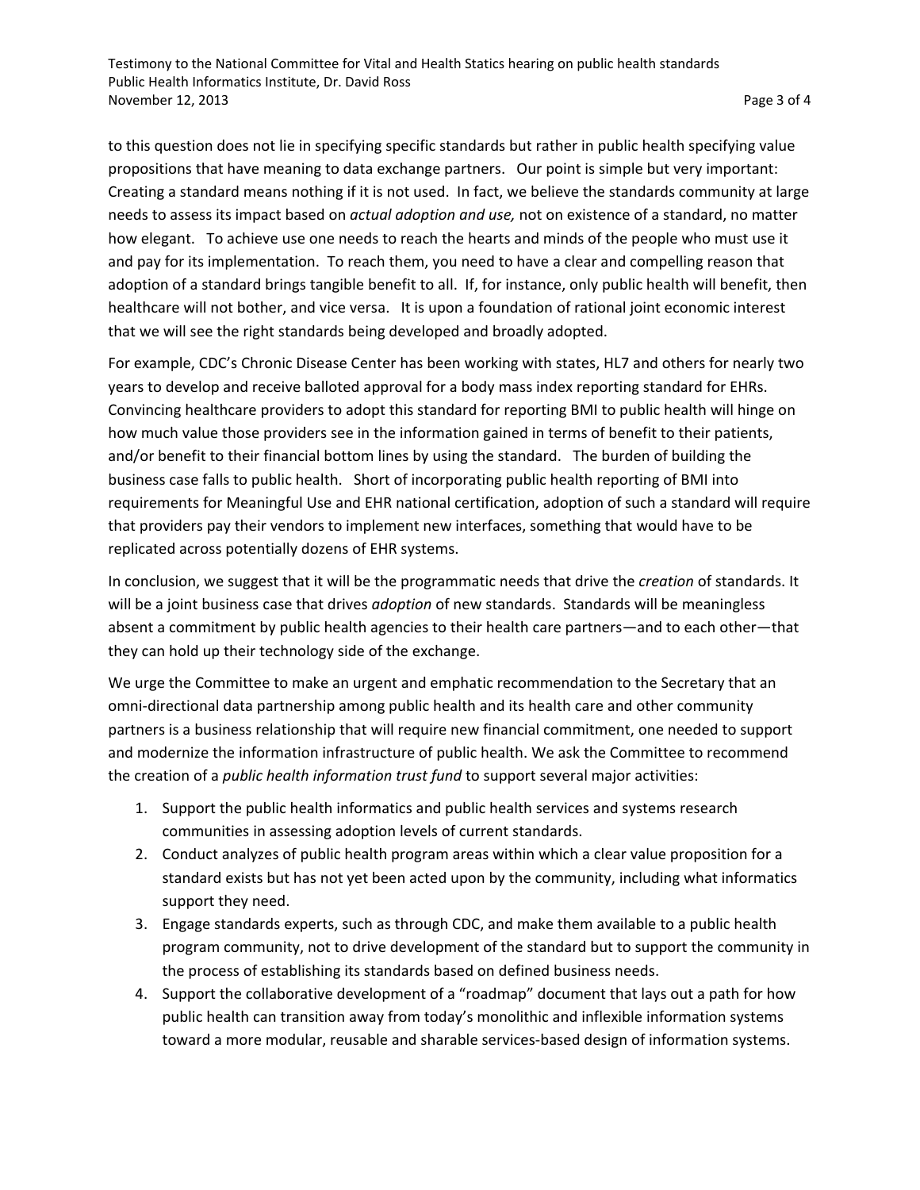to this question does not lie in specifying specific standards but rather in public health specifying value propositions that have meaning to data exchange partners. Our point is simple but very important: Creating a standard means nothing if it is not used. In fact, we believe the standards community at large needs to assess its impact based on *actual adoption and use,* not on existence of a standard, no matter how elegant. To achieve use one needs to reach the hearts and minds of the people who must use it and pay for its implementation. To reach them, you need to have a clear and compelling reason that adoption of a standard brings tangible benefit to all. If, for instance, only public health will benefit, then healthcare will not bother, and vice versa. It is upon a foundation of rational joint economic interest that we will see the right standards being developed and broadly adopted.

For example, CDC's Chronic Disease Center has been working with states, HL7 and others for nearly two years to develop and receive balloted approval for a body mass index reporting standard for EHRs. Convincing healthcare providers to adopt this standard for reporting BMI to public health will hinge on how much value those providers see in the information gained in terms of benefit to their patients, and/or benefit to their financial bottom lines by using the standard. The burden of building the business case falls to public health. Short of incorporating public health reporting of BMI into requirements for Meaningful Use and EHR national certification, adoption of such a standard will require that providers pay their vendors to implement new interfaces, something that would have to be replicated across potentially dozens of EHR systems.

In conclusion, we suggest that it will be the programmatic needs that drive the *creation* of standards. It will be a joint business case that drives *adoption* of new standards. Standards will be meaningless absent a commitment by public health agencies to their health care partners—and to each other—that they can hold up their technology side of the exchange.

We urge the Committee to make an urgent and emphatic recommendation to the Secretary that an omni-directional data partnership among public health and its health care and other community partners is a business relationship that will require new financial commitment, one needed to support and modernize the information infrastructure of public health. We ask the Committee to recommend the creation of a *public health information trust fund* to support several major activities:

1. Support the public health informatics and public health services and systems research communities in assessing adoption levels of current standards.
2. Conduct analyzes of public health program areas within which a clear value proposition for a standard exists but has not yet been acted upon by the community, including what informatics support they need.
3. Engage standards experts, such as through CDC, and make them available to a public health program community, not to drive development of the standard but to support the community in the process of establishing its standards based on defined business needs.
4. Support the collaborative development of a "roadmap" document that lays out a path for how public health can transition away from today's monolithic and inflexible information systems toward a more modular, reusable and sharable services-based design of information systems.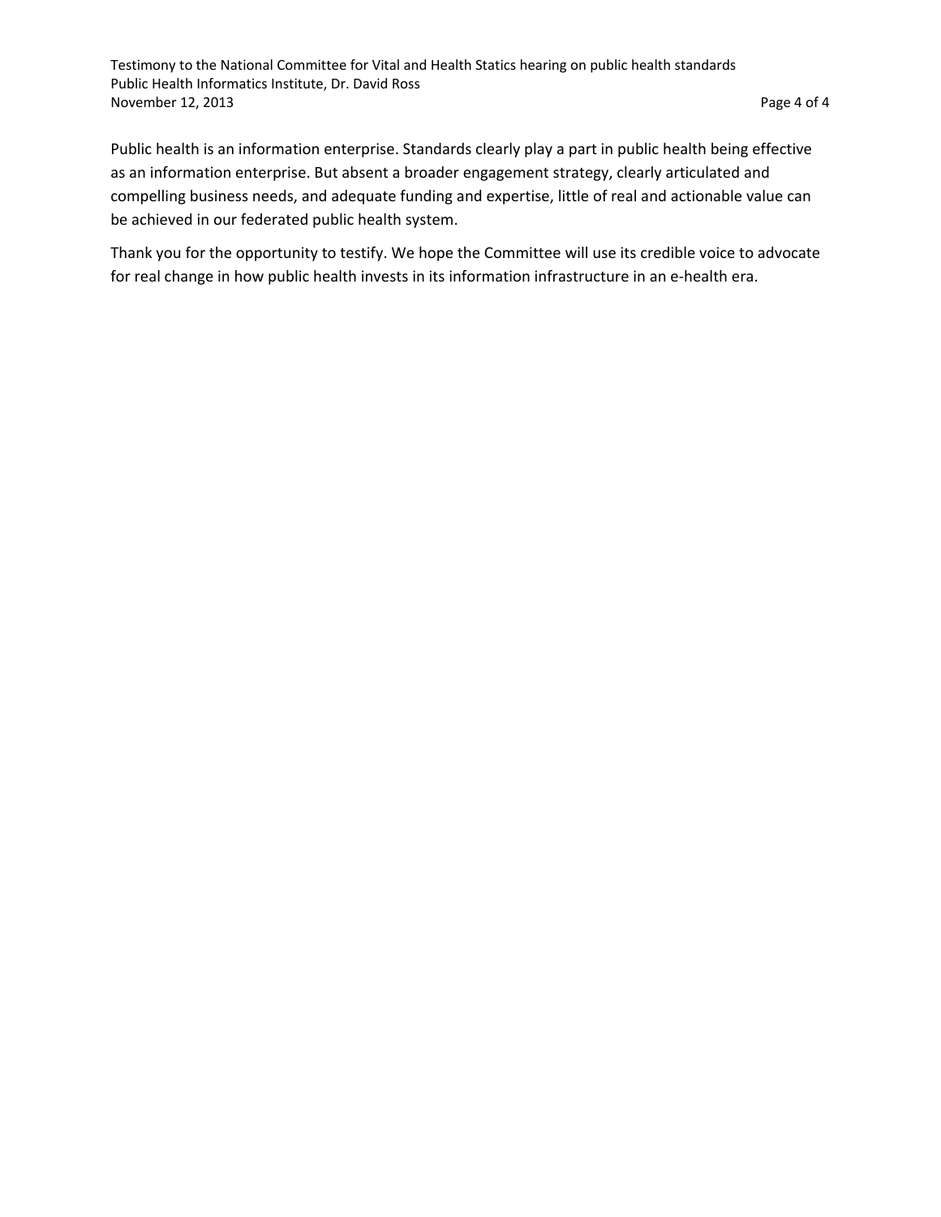Public health is an information enterprise. Standards clearly play a part in public health being effective as an information enterprise. But absent a broader engagement strategy, clearly articulated and compelling business needs, and adequate funding and expertise, little of real and actionable value can be achieved in our federated public health system.

Thank you for the opportunity to testify. We hope the Committee will use its credible voice to advocate for real change in how public health invests in its information infrastructure in an e-health era.